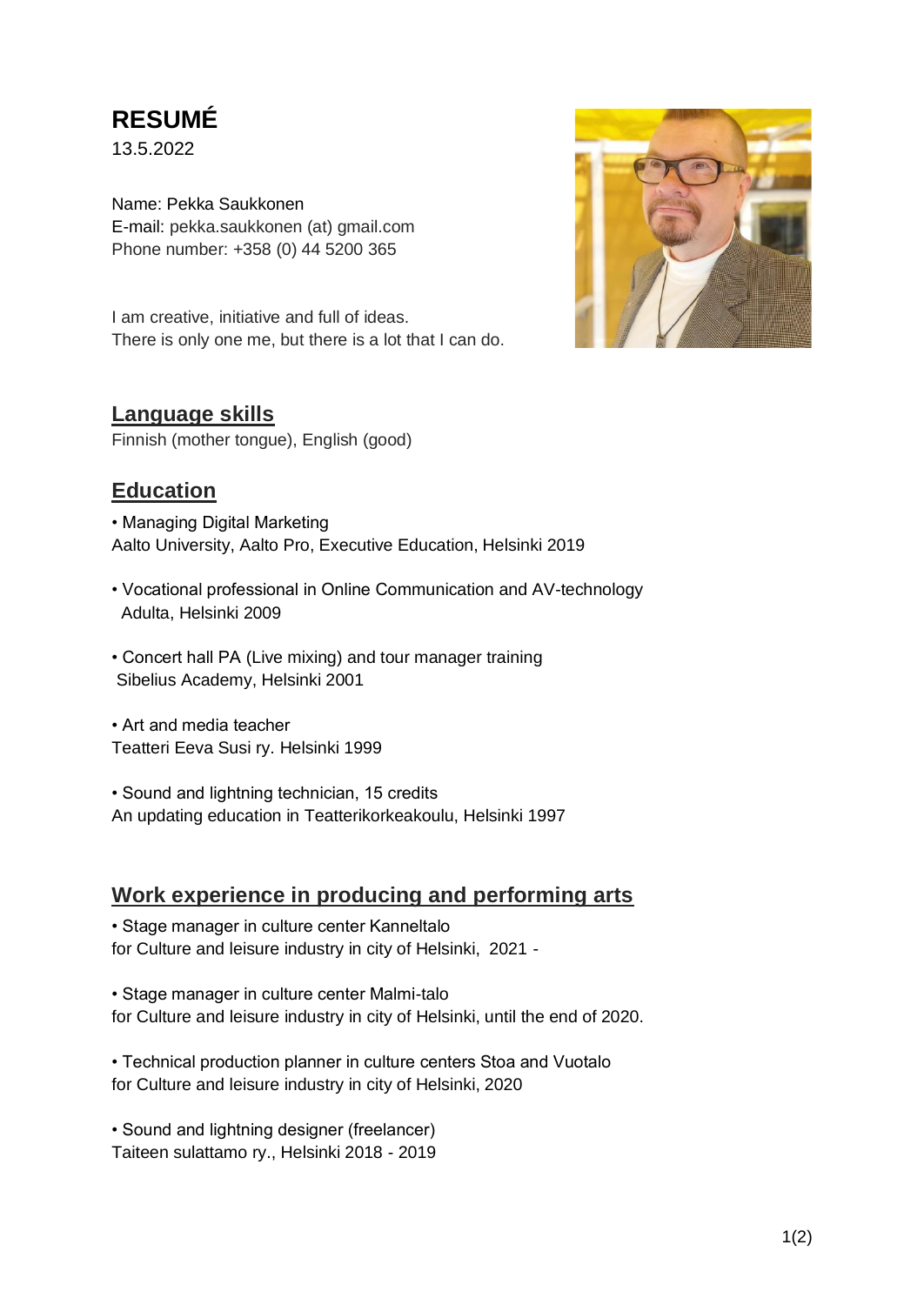# RESUMÉ

13.5.2022

Name: Pekka Saukkonen
E-mail: pekka.saukkonen (at) gmail.com
Phone number: +358 (0) 44 5200 365

I am creative, initiative and full of ideas.
There is only one me, but there is a lot that I can do.

## Language skills

Finnish (mother tongue), English (good)

## Education

• Managing Digital Marketing
Aalto University, Aalto Pro, Executive Education, Helsinki 2019

• Vocational professional in Online Communication and AV-technology
Adulta, Helsinki 2009

• Concert hall PA (Live mixing) and tour manager training
Sibelius Academy, Helsinki 2001

• Art and media teacher
Teatteri Eeva Susi ry. Helsinki 1999

• Sound and lightning technician, 15 credits
An updating education in Teatterikorkeakoulu, Helsinki 1997

## Work experience in producing and performing arts

• Stage manager in culture center Kanneltalo
for Culture and leisure industry in city of Helsinki, 2021 -

• Stage manager in culture center Malmi-talo
for Culture and leisure industry in city of Helsinki, until the end of 2020.

• Technical production planner in culture centers Stoa and Vuotalo
for Culture and leisure industry in city of Helsinki, 2020

• Sound and lightning designer (freelancer)
Taiteen sulattamo ry., Helsinki 2018 - 2019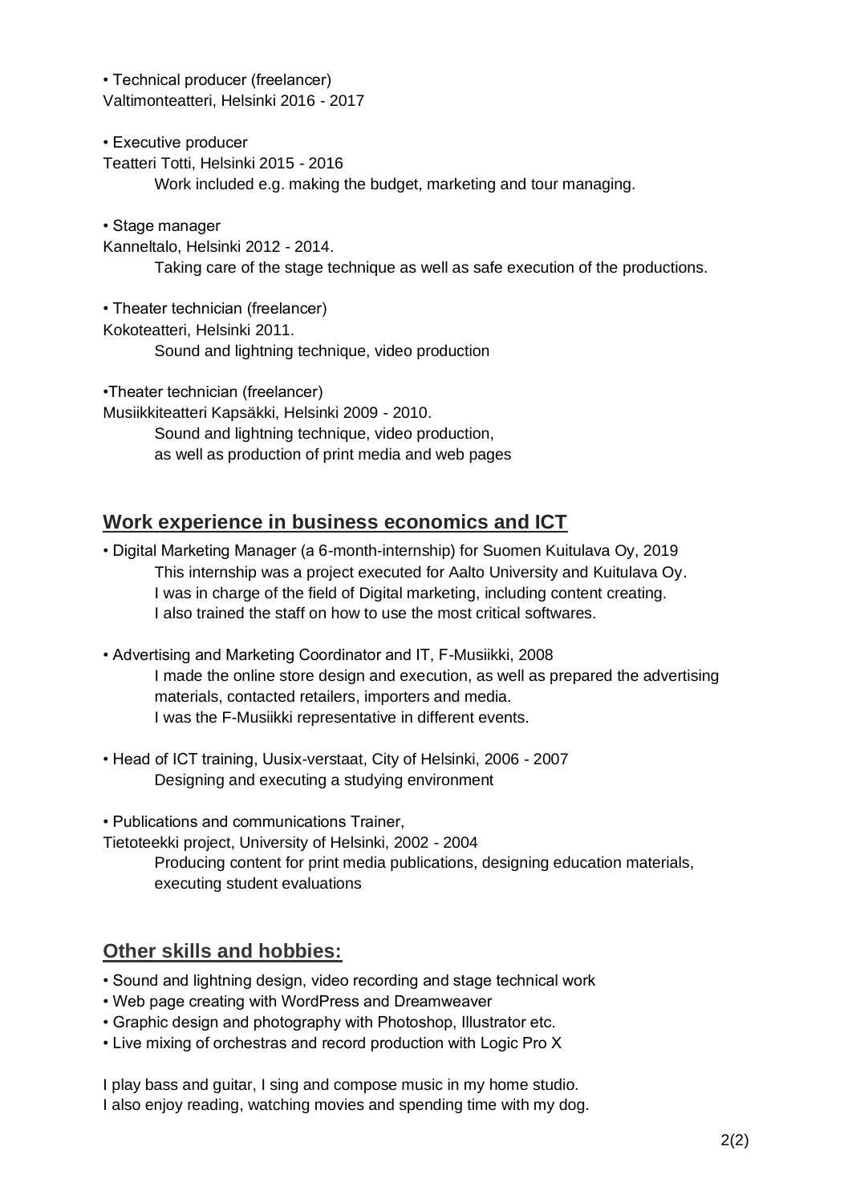• Technical producer (freelancer)
Valtimonteatteri, Helsinki 2016 - 2017

• Executive producer
Teatteri Totti, Helsinki 2015 - 2016
Work included e.g. making the budget, marketing and tour managing.

• Stage manager
Kanneltalo, Helsinki 2012 - 2014.
Taking care of the stage technique as well as safe execution of the productions.

• Theater technician (freelancer)
Kokoteatteri, Helsinki 2011.
Sound and lightning technique, video production

•Theater technician (freelancer)
Musiikkiteatteri Kapsäkki, Helsinki 2009 - 2010.
Sound and lightning technique, video production,
as well as production of print media and web pages

## Work experience in business economics and ICT

• Digital Marketing Manager (a 6-month-internship) for Suomen Kuitulava Oy, 2019
This internship was a project executed for Aalto University and Kuitulava Oy.
I was in charge of the field of Digital marketing, including content creating.
I also trained the staff on how to use the most critical softwares.

• Advertising and Marketing Coordinator and IT, F-Musiikki, 2008
I made the online store design and execution, as well as prepared the advertising materials, contacted retailers, importers and media.
I was the F-Musiikki representative in different events.

• Head of ICT training, Uusix-verstaat, City of Helsinki, 2006 - 2007
Designing and executing a studying environment

• Publications and communications Trainer,
Tietoteekki project, University of Helsinki, 2002 - 2004
Producing content for print media publications, designing education materials, executing student evaluations

## Other skills and hobbies:

• Sound and lightning design, video recording and stage technical work
• Web page creating with WordPress and Dreamweaver
• Graphic design and photography with Photoshop, Illustrator etc.
• Live mixing of orchestras and record production with Logic Pro X

I play bass and guitar, I sing and compose music in my home studio.
I also enjoy reading, watching movies and spending time with my dog.